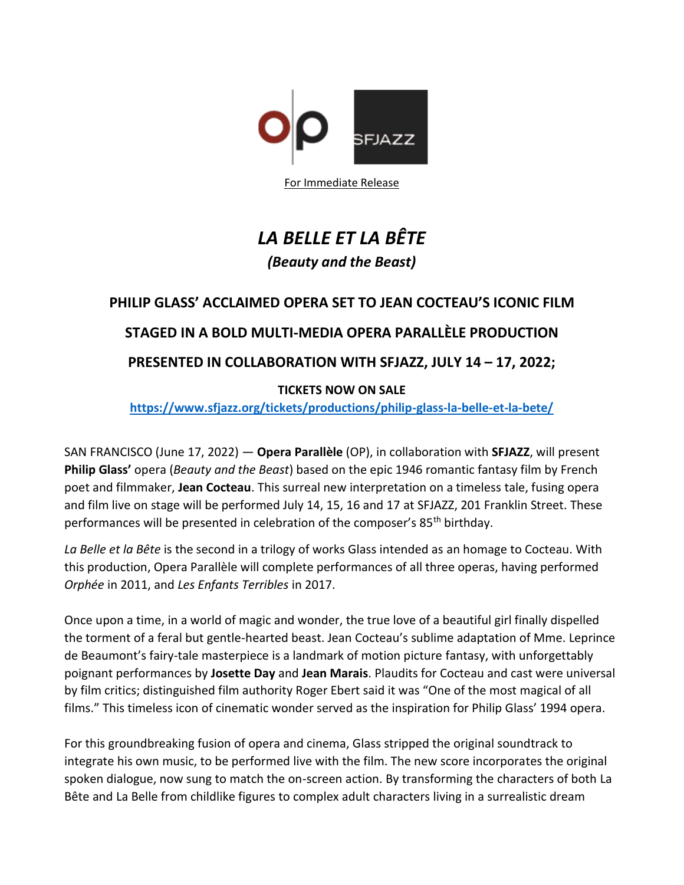For Immediate Release

# *LA BELLE ET LA BÊTE*

### *(Beauty and the Beast)*

## PHILIP GLASS' ACCLAIMED OPERA SET TO JEAN COCTEAU'S ICONIC FILM

## STAGED IN A BOLD MULTI-MEDIA OPERA PARALLÈLE PRODUCTION

## PRESENTED IN COLLABORATION WITH SFJAZZ, JULY 14 – 17, 2022;

**TICKETS NOW ON SALE**

**https://www.sfjazz.org/tickets/productions/philip-glass-la-belle-et-la-bete/**

SAN FRANCISCO (June 17, 2022) — **Opera Parallèle** (OP), in collaboration with **SFJAZZ**, will present **Philip Glass'** opera (*Beauty and the Beast*) based on the epic 1946 romantic fantasy film by French poet and filmmaker, **Jean Cocteau**. This surreal new interpretation on a timeless tale, fusing opera and film live on stage will be performed July 14, 15, 16 and 17 at SFJAZZ, 201 Franklin Street. These performances will be presented in celebration of the composer's 85th birthday.

*La Belle et la Bête* is the second in a trilogy of works Glass intended as an homage to Cocteau. With this production, Opera Parallèle will complete performances of all three operas, having performed *Orphée* in 2011, and *Les Enfants Terribles* in 2017.

Once upon a time, in a world of magic and wonder, the true love of a beautiful girl finally dispelled the torment of a feral but gentle-hearted beast. Jean Cocteau's sublime adaptation of Mme. Leprince de Beaumont's fairy-tale masterpiece is a landmark of motion picture fantasy, with unforgettably poignant performances by **Josette Day** and **Jean Marais**. Plaudits for Cocteau and cast were universal by film critics; distinguished film authority Roger Ebert said it was "One of the most magical of all films." This timeless icon of cinematic wonder served as the inspiration for Philip Glass' 1994 opera.

For this groundbreaking fusion of opera and cinema, Glass stripped the original soundtrack to integrate his own music, to be performed live with the film. The new score incorporates the original spoken dialogue, now sung to match the on-screen action. By transforming the characters of both La Bête and La Belle from childlike figures to complex adult characters living in a surrealistic dream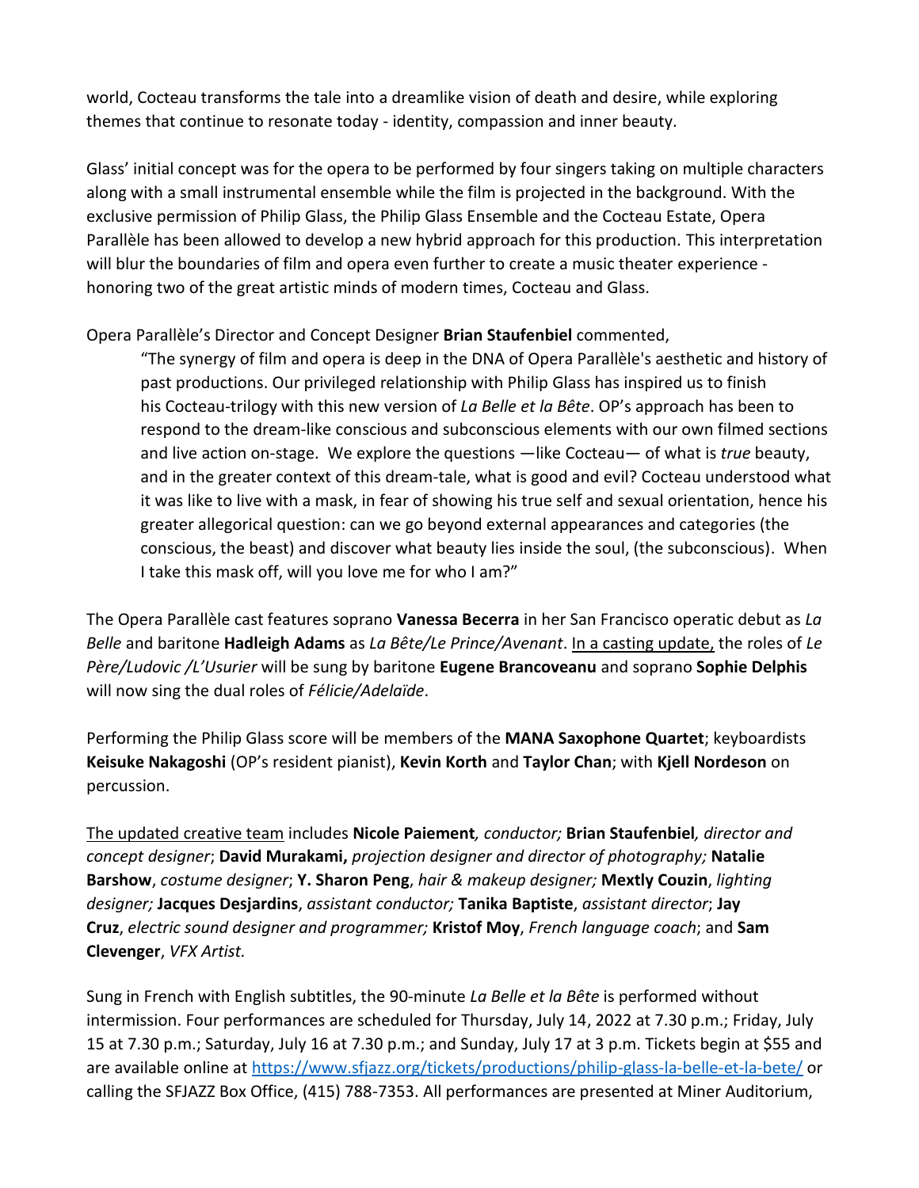world, Cocteau transforms the tale into a dreamlike vision of death and desire, while exploring themes that continue to resonate today - identity, compassion and inner beauty.

Glass' initial concept was for the opera to be performed by four singers taking on multiple characters along with a small instrumental ensemble while the film is projected in the background. With the exclusive permission of Philip Glass, the Philip Glass Ensemble and the Cocteau Estate, Opera Parallèle has been allowed to develop a new hybrid approach for this production. This interpretation will blur the boundaries of film and opera even further to create a music theater experience - honoring two of the great artistic minds of modern times, Cocteau and Glass.

Opera Parallèle's Director and Concept Designer **Brian Staufenbiel** commented,

> "The synergy of film and opera is deep in the DNA of Opera Parallèle's aesthetic and history of past productions. Our privileged relationship with Philip Glass has inspired us to finish his Cocteau-trilogy with this new version of *La Belle et la Bête*. OP's approach has been to respond to the dream-like conscious and subconscious elements with our own filmed sections and live action on-stage. We explore the questions —like Cocteau— of what is *true* beauty, and in the greater context of this dream-tale, what is good and evil? Cocteau understood what it was like to live with a mask, in fear of showing his true self and sexual orientation, hence his greater allegorical question: can we go beyond external appearances and categories (the conscious, the beast) and discover what beauty lies inside the soul, (the subconscious). When I take this mask off, will you love me for who I am?"

The Opera Parallèle cast features soprano **Vanessa Becerra** in her San Francisco operatic debut as *La Belle* and baritone **Hadleigh Adams** as *La Bête/Le Prince/Avenant*. In a casting update, the roles of *Le Père/Ludovic /L'Usurier* will be sung by baritone **Eugene Brancoveanu** and soprano **Sophie Delphis** will now sing the dual roles of *Félicie/Adelaïde*.

Performing the Philip Glass score will be members of the **MANA Saxophone Quartet**; keyboardists **Keisuke Nakagoshi** (OP's resident pianist), **Kevin Korth** and **Taylor Chan**; with **Kjell Nordeson** on percussion.

The updated creative team includes **Nicole Paiement**, *conductor;* **Brian Staufenbiel**, *director and concept designer*; **David Murakami,** *projection designer and director of photography;* **Natalie Barshow**, *costume designer*; **Y. Sharon Peng**, *hair & makeup designer;* **Mextly Couzin**, *lighting designer;* **Jacques Desjardins**, *assistant conductor;* **Tanika Baptiste**, *assistant director*; **Jay Cruz**, *electric sound designer and programmer;* **Kristof Moy**, *French language coach*; and **Sam Clevenger**, *VFX Artist.*

Sung in French with English subtitles, the 90-minute *La Belle et la Bête* is performed without intermission. Four performances are scheduled for Thursday, July 14, 2022 at 7.30 p.m.; Friday, July 15 at 7.30 p.m.; Saturday, July 16 at 7.30 p.m.; and Sunday, July 17 at 3 p.m. Tickets begin at $55 and are available online at https://www.sfjazz.org/tickets/productions/philip-glass-la-belle-et-la-bete/ or calling the SFJAZZ Box Office, (415) 788-7353. All performances are presented at Miner Auditorium,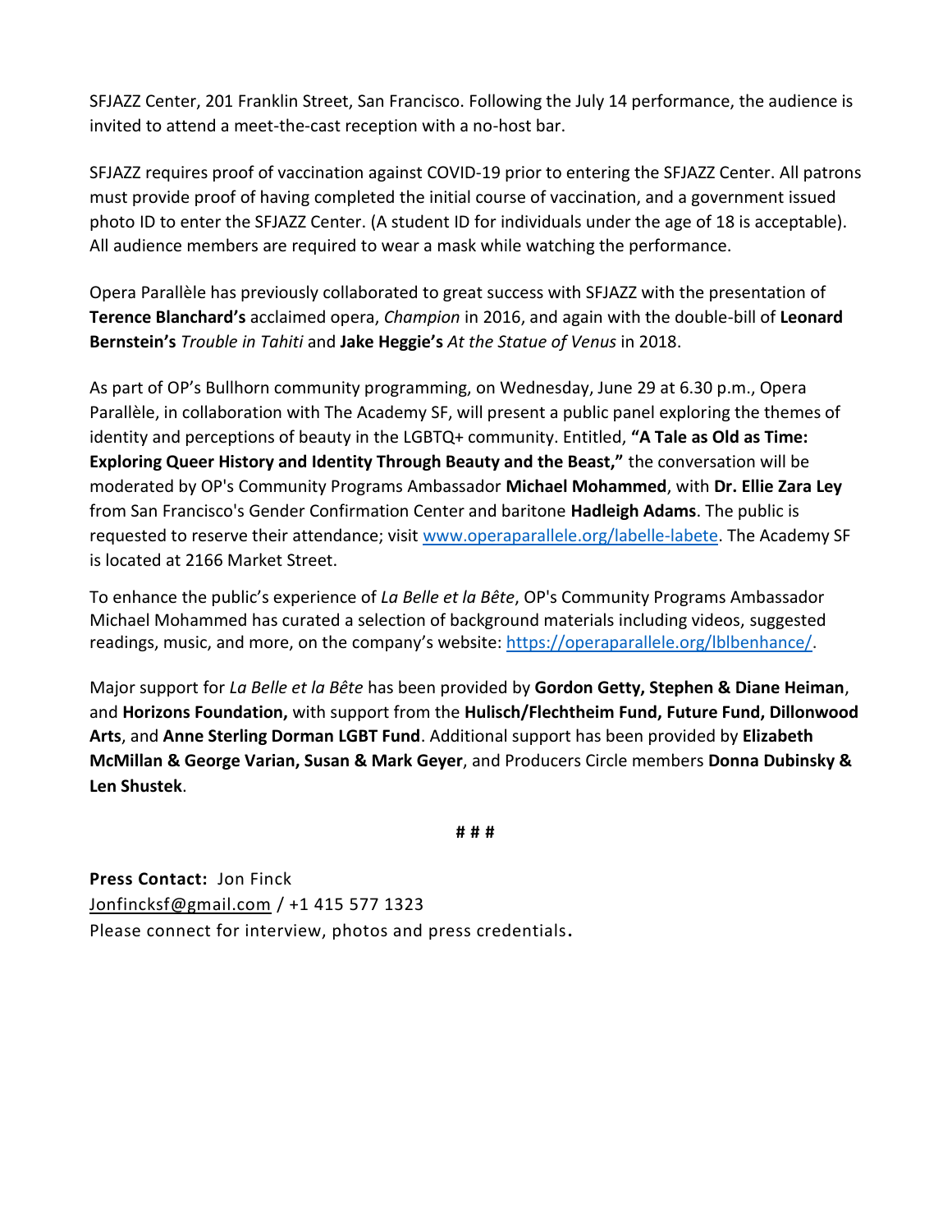SFJAZZ Center, 201 Franklin Street, San Francisco. Following the July 14 performance, the audience is invited to attend a meet-the-cast reception with a no-host bar.

SFJAZZ requires proof of vaccination against COVID-19 prior to entering the SFJAZZ Center. All patrons must provide proof of having completed the initial course of vaccination, and a government issued photo ID to enter the SFJAZZ Center. (A student ID for individuals under the age of 18 is acceptable). All audience members are required to wear a mask while watching the performance.

Opera Parallèle has previously collaborated to great success with SFJAZZ with the presentation of **Terence Blanchard's** acclaimed opera, *Champion* in 2016, and again with the double-bill of **Leonard Bernstein's** *Trouble in Tahiti* and **Jake Heggie's** *At the Statue of Venus* in 2018.

As part of OP's Bullhorn community programming, on Wednesday, June 29 at 6.30 p.m., Opera Parallèle, in collaboration with The Academy SF, will present a public panel exploring the themes of identity and perceptions of beauty in the LGBTQ+ community. Entitled, **"A Tale as Old as Time: Exploring Queer History and Identity Through Beauty and the Beast,"** the conversation will be moderated by OP's Community Programs Ambassador **Michael Mohammed**, with **Dr. Ellie Zara Ley** from San Francisco's Gender Confirmation Center and baritone **Hadleigh Adams**. The public is requested to reserve their attendance; visit [www.operaparallele.org/labelle-labete](www.operaparallele.org/labelle-labete). The Academy SF is located at 2166 Market Street.

To enhance the public's experience of *La Belle et la Bête*, OP's Community Programs Ambassador Michael Mohammed has curated a selection of background materials including videos, suggested readings, music, and more, on the company's website: [https://operaparallele.org/lblbenhance/](https://operaparallele.org/lblbenhance/).

Major support for *La Belle et la Bête* has been provided by **Gordon Getty, Stephen & Diane Heiman**, and **Horizons Foundation,** with support from the **Hulisch/Flechtheim Fund, Future Fund, Dillonwood Arts**, and **Anne Sterling Dorman LGBT Fund**. Additional support has been provided by **Elizabeth McMillan & George Varian, Susan & Mark Geyer**, and Producers Circle members **Donna Dubinsky & Len Shustek**.

**# # #**

**Press Contact:** Jon Finck
Jonfincksf@gmail.com / +1 415 577 1323
Please connect for interview, photos and press credentials.